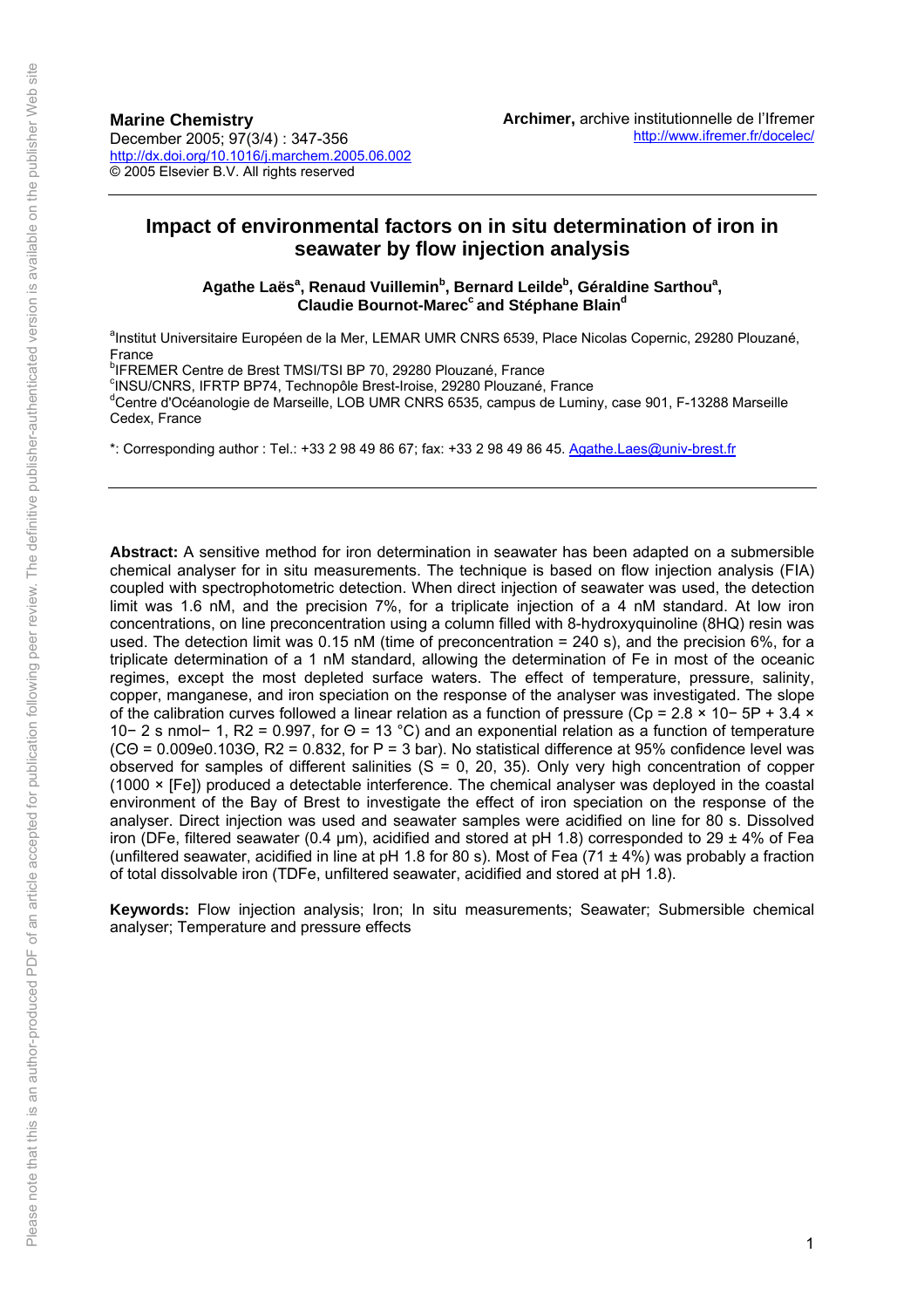**Marine Chemistry**
December 2005; 97(3/4) : 347-356
http://dx.doi.org/10.1016/j.marchem.2005.06.002
© 2005 Elsevier B.V. All rights reserved

**Archimer,** archive institutionnelle de l'Ifremer
http://www.ifremer.fr/docelec/

# Impact of environmental factors on in situ determination of iron in seawater by flow injection analysis

**Agathe Laës[a], Renaud Vuillemin[b], Bernard Leilde[b], Géraldine Sarthou[a], Claudie Bournot-Marec[c] and Stéphane Blain[d]**

[a]Institut Universitaire Européen de la Mer, LEMAR UMR CNRS 6539, Place Nicolas Copernic, 29280 Plouzané, France
[b]IFREMER Centre de Brest TMSI/TSI BP 70, 29280 Plouzané, France
[c]INSU/CNRS, IFRTP BP74, Technopôle Brest-Iroise, 29280 Plouzané, France
[d]Centre d'Océanologie de Marseille, LOB UMR CNRS 6535, campus de Luminy, case 901, F-13288 Marseille Cedex, France

*: Corresponding author : Tel.: +33 2 98 49 86 67; fax: +33 2 98 49 86 45. Agathe.Laes@univ-brest.fr

---

**Abstract:** A sensitive method for iron determination in seawater has been adapted on a submersible chemical analyser for in situ measurements. The technique is based on flow injection analysis (FIA) coupled with spectrophotometric detection. When direct injection of seawater was used, the detection limit was 1.6 nM, and the precision 7%, for a triplicate injection of a 4 nM standard. At low iron concentrations, on line preconcentration using a column filled with 8-hydroxyquinoline (8HQ) resin was used. The detection limit was 0.15 nM (time of preconcentration = 240 s), and the precision 6%, for a triplicate determination of a 1 nM standard, allowing the determination of Fe in most of the oceanic regimes, except the most depleted surface waters. The effect of temperature, pressure, salinity, copper, manganese, and iron speciation on the response of the analyser was investigated. The slope of the calibration curves followed a linear relation as a function of pressure ($C_P = 2.8 \times 10^{-5}P + 3.4 \times 10^{-2}$ s nmol$^{-1}$, $R^2 = 0.997$, for $\Theta = 13$ °C) and an exponential relation as a function of temperature ($C_\Theta = 0.009e^{0.103\Theta}$, $R^2 = 0.832$, for P = 3 bar). No statistical difference at 95% confidence level was observed for samples of different salinities (S = 0, 20, 35). Only very high concentration of copper (1000 × [Fe]) produced a detectable interference. The chemical analyser was deployed in the coastal environment of the Bay of Brest to investigate the effect of iron speciation on the response of the analyser. Direct injection was used and seawater samples were acidified on line for 80 s. Dissolved iron (DFe, filtered seawater (0.4 μm), acidified and stored at pH 1.8) corresponded to 29 ± 4% of Fea (unfiltered seawater, acidified in line at pH 1.8 for 80 s). Most of Fea (71 ± 4%) was probably a fraction of total dissolvable iron (TDFe, unfiltered seawater, acidified and stored at pH 1.8).

**Keywords:** Flow injection analysis; Iron; In situ measurements; Seawater; Submersible chemical analyser; Temperature and pressure effects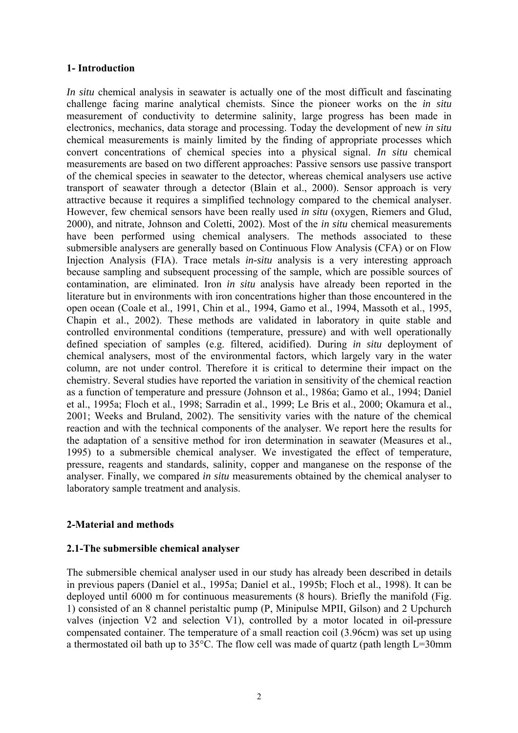## 1- Introduction

*In situ* chemical analysis in seawater is actually one of the most difficult and fascinating challenge facing marine analytical chemists. Since the pioneer works on the *in situ* measurement of conductivity to determine salinity, large progress has been made in electronics, mechanics, data storage and processing. Today the development of new *in situ* chemical measurements is mainly limited by the finding of appropriate processes which convert concentrations of chemical species into a physical signal. *In situ* chemical measurements are based on two different approaches: Passive sensors use passive transport of the chemical species in seawater to the detector, whereas chemical analysers use active transport of seawater through a detector (Blain et al., 2000). Sensor approach is very attractive because it requires a simplified technology compared to the chemical analyser. However, few chemical sensors have been really used *in situ* (oxygen, Riemers and Glud, 2000), and nitrate, Johnson and Coletti, 2002). Most of the *in situ* chemical measurements have been performed using chemical analysers. The methods associated to these submersible analysers are generally based on Continuous Flow Analysis (CFA) or on Flow Injection Analysis (FIA). Trace metals *in-situ* analysis is a very interesting approach because sampling and subsequent processing of the sample, which are possible sources of contamination, are eliminated. Iron *in situ* analysis have already been reported in the literature but in environments with iron concentrations higher than those encountered in the open ocean (Coale et al., 1991, Chin et al., 1994, Gamo et al., 1994, Massoth et al., 1995, Chapin et al., 2002). These methods are validated in laboratory in quite stable and controlled environmental conditions (temperature, pressure) and with well operationally defined speciation of samples (e.g. filtered, acidified). During *in situ* deployment of chemical analysers, most of the environmental factors, which largely vary in the water column, are not under control. Therefore it is critical to determine their impact on the chemistry. Several studies have reported the variation in sensitivity of the chemical reaction as a function of temperature and pressure (Johnson et al., 1986a; Gamo et al., 1994; Daniel et al., 1995a; Floch et al., 1998; Sarradin et al., 1999; Le Bris et al., 2000; Okamura et al., 2001; Weeks and Bruland, 2002). The sensitivity varies with the nature of the chemical reaction and with the technical components of the analyser. We report here the results for the adaptation of a sensitive method for iron determination in seawater (Measures et al., 1995) to a submersible chemical analyser. We investigated the effect of temperature, pressure, reagents and standards, salinity, copper and manganese on the response of the analyser. Finally, we compared *in situ* measurements obtained by the chemical analyser to laboratory sample treatment and analysis.

## 2-Material and methods

### 2.1-The submersible chemical analyser

The submersible chemical analyser used in our study has already been described in details in previous papers (Daniel et al., 1995a; Daniel et al., 1995b; Floch et al., 1998). It can be deployed until 6000 m for continuous measurements (8 hours). Briefly the manifold (Fig. 1) consisted of an 8 channel peristaltic pump (P, Minipulse MPII, Gilson) and 2 Upchurch valves (injection V2 and selection V1), controlled by a motor located in oil-pressure compensated container. The temperature of a small reaction coil (3.96cm) was set up using a thermostated oil bath up to 35°C. The flow cell was made of quartz (path length L=30mm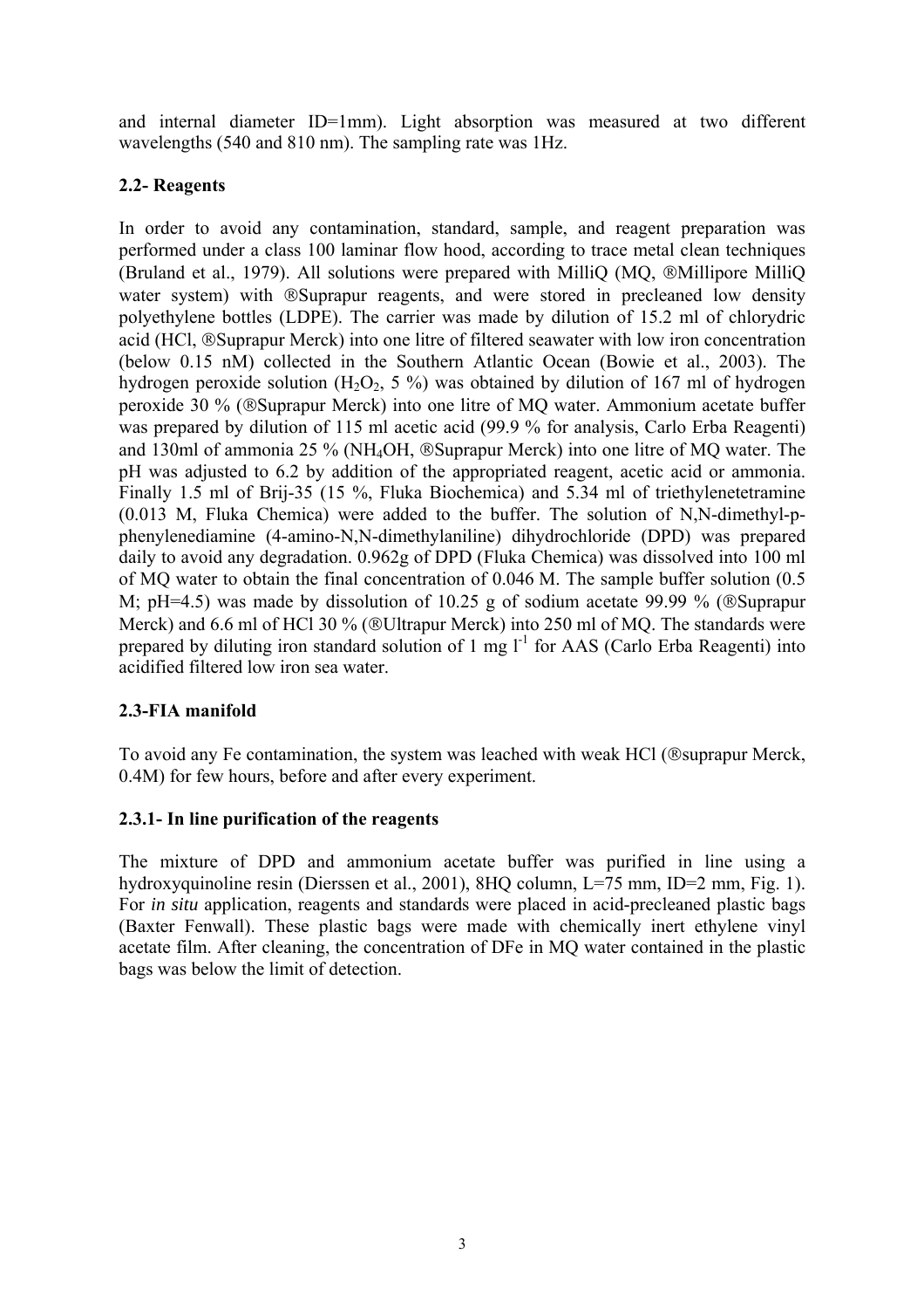and internal diameter ID=1mm). Light absorption was measured at two different wavelengths (540 and 810 nm). The sampling rate was 1Hz.

### 2.2- Reagents

In order to avoid any contamination, standard, sample, and reagent preparation was performed under a class 100 laminar flow hood, according to trace metal clean techniques (Bruland et al., 1979). All solutions were prepared with MilliQ (MQ, ®Millipore MilliQ water system) with ®Suprapur reagents, and were stored in precleaned low density polyethylene bottles (LDPE). The carrier was made by dilution of 15.2 ml of chlorydric acid (HCl, ®Suprapur Merck) into one litre of filtered seawater with low iron concentration (below 0.15 nM) collected in the Southern Atlantic Ocean (Bowie et al., 2003). The hydrogen peroxide solution ($H_2O_2$, 5 %) was obtained by dilution of 167 ml of hydrogen peroxide 30 % (®Suprapur Merck) into one litre of MQ water. Ammonium acetate buffer was prepared by dilution of 115 ml acetic acid (99.9 % for analysis, Carlo Erba Reagenti) and 130ml of ammonia 25 % ($NH_4OH$, ®Suprapur Merck) into one litre of MQ water. The pH was adjusted to 6.2 by addition of the appropriated reagent, acetic acid or ammonia. Finally 1.5 ml of Brij-35 (15 %, Fluka Biochemica) and 5.34 ml of triethylenetetramine (0.013 M, Fluka Chemica) were added to the buffer. The solution of N,N-dimethyl-p-phenylenediamine (4-amino-N,N-dimethylaniline) dihydrochloride (DPD) was prepared daily to avoid any degradation. 0.962g of DPD (Fluka Chemica) was dissolved into 100 ml of MQ water to obtain the final concentration of 0.046 M. The sample buffer solution (0.5 M; pH=4.5) was made by dissolution of 10.25 g of sodium acetate 99.99 % (®Suprapur Merck) and 6.6 ml of HCl 30 % (®Ultrapur Merck) into 250 ml of MQ. The standards were prepared by diluting iron standard solution of 1 mg $l^{-1}$ for AAS (Carlo Erba Reagenti) into acidified filtered low iron sea water.

### 2.3-FIA manifold

To avoid any Fe contamination, the system was leached with weak HCl (®suprapur Merck, 0.4M) for few hours, before and after every experiment.

#### 2.3.1- In line purification of the reagents

The mixture of DPD and ammonium acetate buffer was purified in line using a hydroxyquinoline resin (Dierssen et al., 2001), 8HQ column, L=75 mm, ID=2 mm, Fig. 1). For *in situ* application, reagents and standards were placed in acid-precleaned plastic bags (Baxter Fenwall). These plastic bags were made with chemically inert ethylene vinyl acetate film. After cleaning, the concentration of DFe in MQ water contained in the plastic bags was below the limit of detection.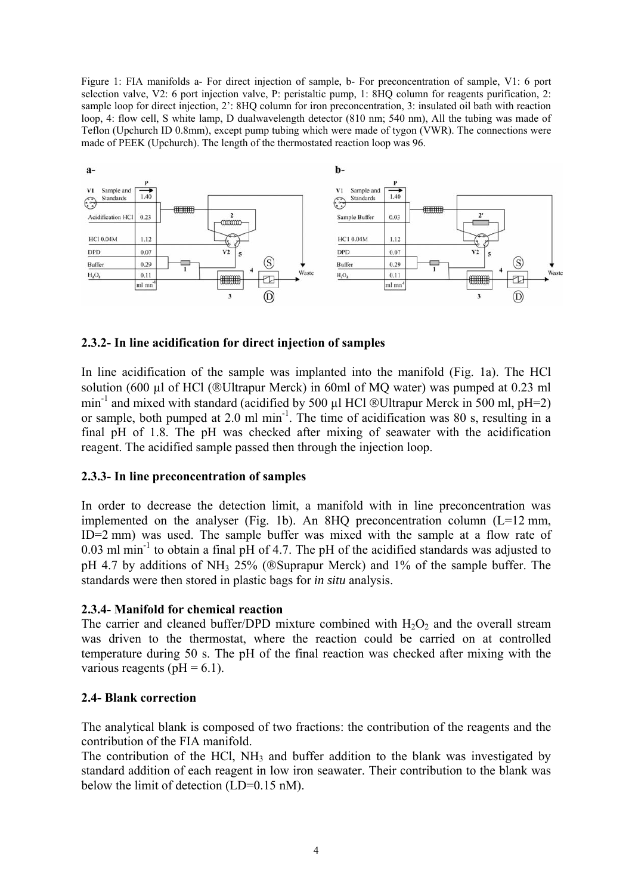Figure 1: FIA manifolds a- For direct injection of sample, b- For preconcentration of sample, V1: 6 port selection valve, V2: 6 port injection valve, P: peristaltic pump, 1: 8HQ column for reagents purification, 2: sample loop for direct injection, 2': 8HQ column for iron preconcentration, 3: insulated oil bath with reaction loop, 4: flow cell, S white lamp, D dualwavelength detector (810 nm; 540 nm), All the tubing was made of Teflon (Upchurch ID 0.8mm), except pump tubing which were made of tygon (VWR). The connections were made of PEEK (Upchurch). The length of the thermostated reaction loop was 96.

### 2.3.2- In line acidification for direct injection of samples

In line acidification of the sample was implanted into the manifold (Fig. 1a). The HCl solution (600 µl of HCl (®Ultrapur Merck) in 60ml of MQ water) was pumped at 0.23 ml min$^{-1}$ and mixed with standard (acidified by 500 µl HCl ®Ultrapur Merck in 500 ml, pH=2) or sample, both pumped at 2.0 ml min$^{-1}$. The time of acidification was 80 s, resulting in a final pH of 1.8. The pH was checked after mixing of seawater with the acidification reagent. The acidified sample passed then through the injection loop.

### 2.3.3- In line preconcentration of samples

In order to decrease the detection limit, a manifold with in line preconcentration was implemented on the analyser (Fig. 1b). An 8HQ preconcentration column (L=12 mm, ID=2 mm) was used. The sample buffer was mixed with the sample at a flow rate of 0.03 ml min$^{-1}$ to obtain a final pH of 4.7. The pH of the acidified standards was adjusted to pH 4.7 by additions of $NH_3$ 25% (®Suprapur Merck) and 1% of the sample buffer. The standards were then stored in plastic bags for *in situ* analysis.

### 2.3.4- Manifold for chemical reaction

The carrier and cleaned buffer/DPD mixture combined with $H_2O_2$ and the overall stream was driven to the thermostat, where the reaction could be carried on at controlled temperature during 50 s. The pH of the final reaction was checked after mixing with the various reagents (pH = 6.1).

## 2.4- Blank correction

The analytical blank is composed of two fractions: the contribution of the reagents and the contribution of the FIA manifold.

The contribution of the HCl, $NH_3$ and buffer addition to the blank was investigated by standard addition of each reagent in low iron seawater. Their contribution to the blank was below the limit of detection (LD=0.15 nM).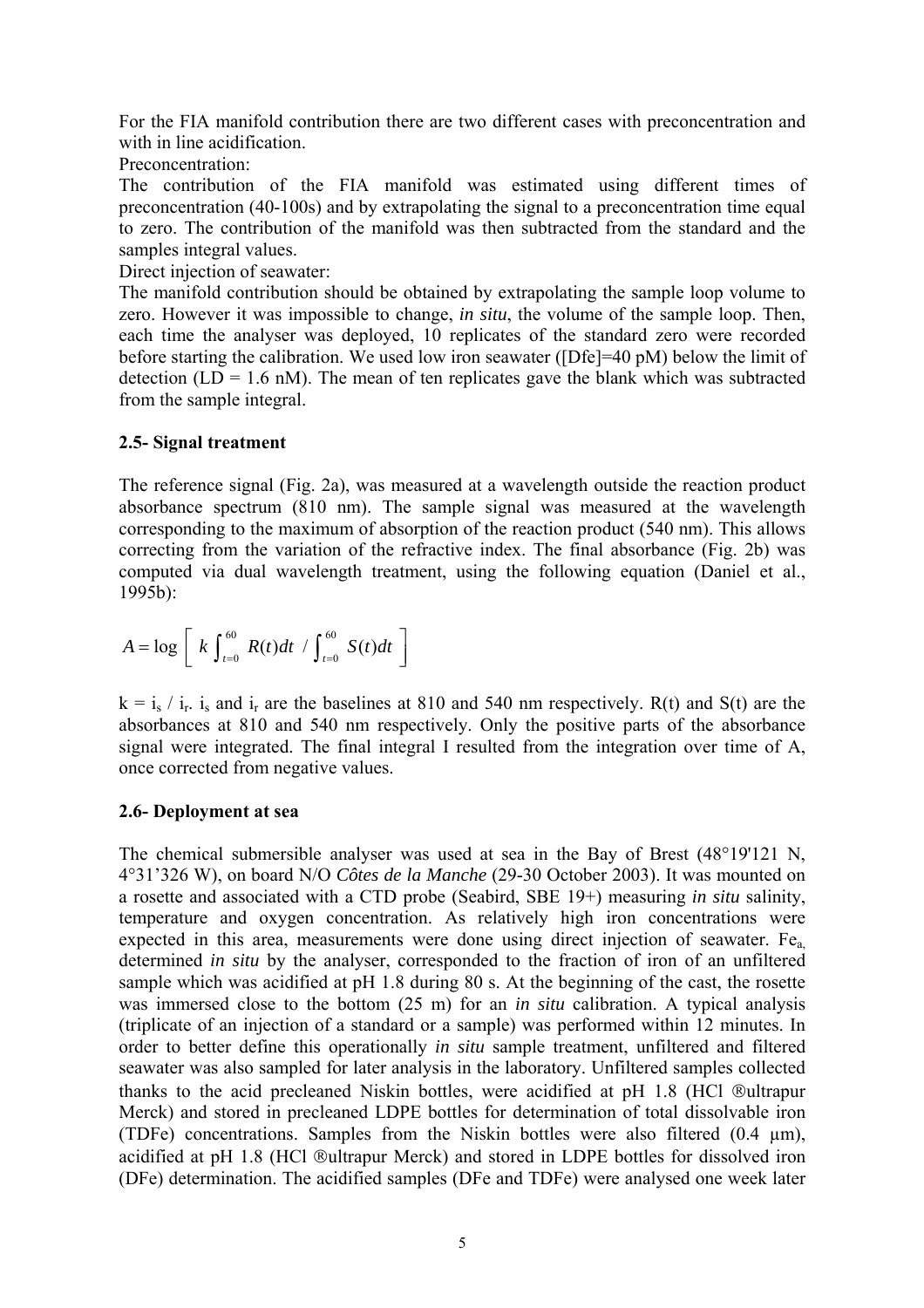For the FIA manifold contribution there are two different cases with preconcentration and with in line acidification.

Preconcentration:

The contribution of the FIA manifold was estimated using different times of preconcentration (40-100s) and by extrapolating the signal to a preconcentration time equal to zero. The contribution of the manifold was then subtracted from the standard and the samples integral values.

Direct injection of seawater:

The manifold contribution should be obtained by extrapolating the sample loop volume to zero. However it was impossible to change, *in situ*, the volume of the sample loop. Then, each time the analyser was deployed, 10 replicates of the standard zero were recorded before starting the calibration. We used low iron seawater ([Dfe]=40 pM) below the limit of detection (LD = 1.6 nM). The mean of ten replicates gave the blank which was subtracted from the sample integral.

## 2.5- Signal treatment

The reference signal (Fig. 2a), was measured at a wavelength outside the reaction product absorbance spectrum (810 nm). The sample signal was measured at the wavelength corresponding to the maximum of absorption of the reaction product (540 nm). This allows correcting from the variation of the refractive index. The final absorbance (Fig. 2b) was computed via dual wavelength treatment, using the following equation (Daniel et al., 1995b):

$$A = \log \left[ \; k \int_{t=0}^{60} R(t)dt \; / \int_{t=0}^{60} S(t)dt \; \right]$$

$k = i_s / i_r$. $i_s$ and $i_r$ are the baselines at 810 and 540 nm respectively. R(t) and S(t) are the absorbances at 810 and 540 nm respectively. Only the positive parts of the absorbance signal were integrated. The final integral I resulted from the integration over time of A, once corrected from negative values.

## 2.6- Deployment at sea

The chemical submersible analyser was used at sea in the Bay of Brest (48°19'121 N, 4°31'326 W), on board N/O *Côtes de la Manche* (29-30 October 2003). It was mounted on a rosette and associated with a CTD probe (Seabird, SBE 19+) measuring *in situ* salinity, temperature and oxygen concentration. As relatively high iron concentrations were expected in this area, measurements were done using direct injection of seawater. $Fe_a$, determined *in situ* by the analyser, corresponded to the fraction of iron of an unfiltered sample which was acidified at pH 1.8 during 80 s. At the beginning of the cast, the rosette was immersed close to the bottom (25 m) for an *in situ* calibration. A typical analysis (triplicate of an injection of a standard or a sample) was performed within 12 minutes. In order to better define this operationally *in situ* sample treatment, unfiltered and filtered seawater was also sampled for later analysis in the laboratory. Unfiltered samples collected thanks to the acid precleaned Niskin bottles, were acidified at pH 1.8 (HCl ®ultrapur Merck) and stored in precleaned LDPE bottles for determination of total dissolvable iron (TDFe) concentrations. Samples from the Niskin bottles were also filtered (0.4 µm), acidified at pH 1.8 (HCl ®ultrapur Merck) and stored in LDPE bottles for dissolved iron (DFe) determination. The acidified samples (DFe and TDFe) were analysed one week later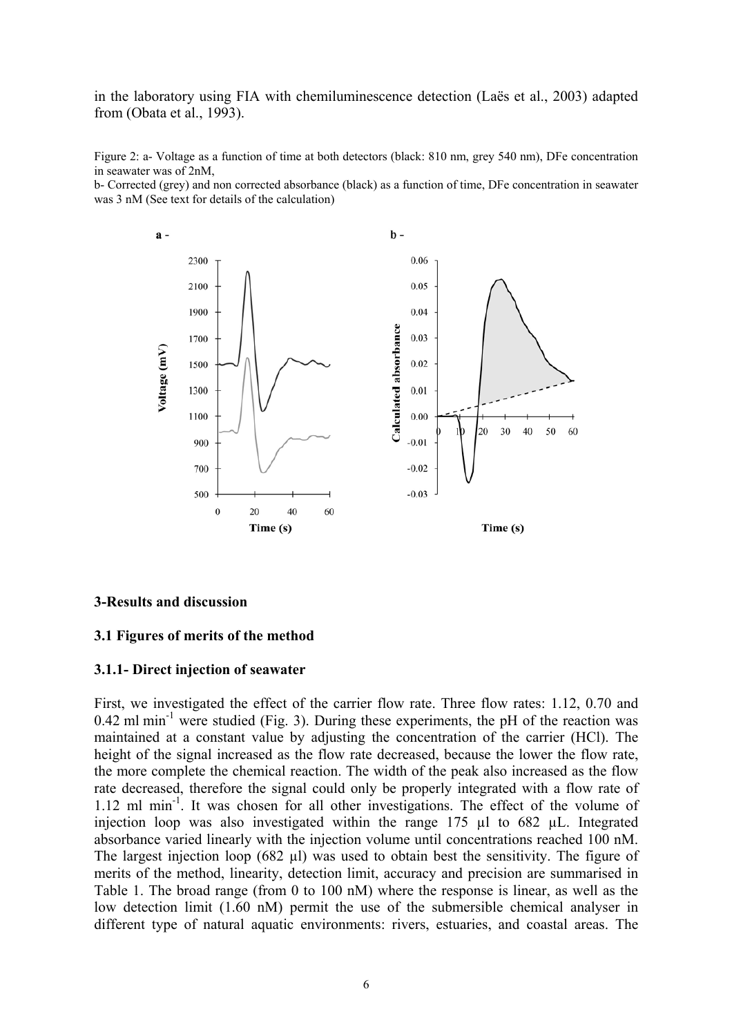in the laboratory using FIA with chemiluminescence detection (Laës et al., 2003) adapted from (Obata et al., 1993).

Figure 2: a- Voltage as a function of time at both detectors (black: 810 nm, grey 540 nm), DFe concentration in seawater was of 2nM,
b- Corrected (grey) and non corrected absorbance (black) as a function of time, DFe concentration in seawater was 3 nM (See text for details of the calculation)

## 3-Results and discussion

### 3.1 Figures of merits of the method

#### 3.1.1- Direct injection of seawater

First, we investigated the effect of the carrier flow rate. Three flow rates: 1.12, 0.70 and 0.42 ml $min^{-1}$ were studied (Fig. 3). During these experiments, the pH of the reaction was maintained at a constant value by adjusting the concentration of the carrier (HCl). The height of the signal increased as the flow rate decreased, because the lower the flow rate, the more complete the chemical reaction. The width of the peak also increased as the flow rate decreased, therefore the signal could only be properly integrated with a flow rate of 1.12 ml $min^{-1}$. It was chosen for all other investigations. The effect of the volume of injection loop was also investigated within the range 175 µl to 682 µL. Integrated absorbance varied linearly with the injection volume until concentrations reached 100 nM. The largest injection loop (682 µl) was used to obtain best the sensitivity. The figure of merits of the method, linearity, detection limit, accuracy and precision are summarised in Table 1. The broad range (from 0 to 100 nM) where the response is linear, as well as the low detection limit (1.60 nM) permit the use of the submersible chemical analyser in different type of natural aquatic environments: rivers, estuaries, and coastal areas. The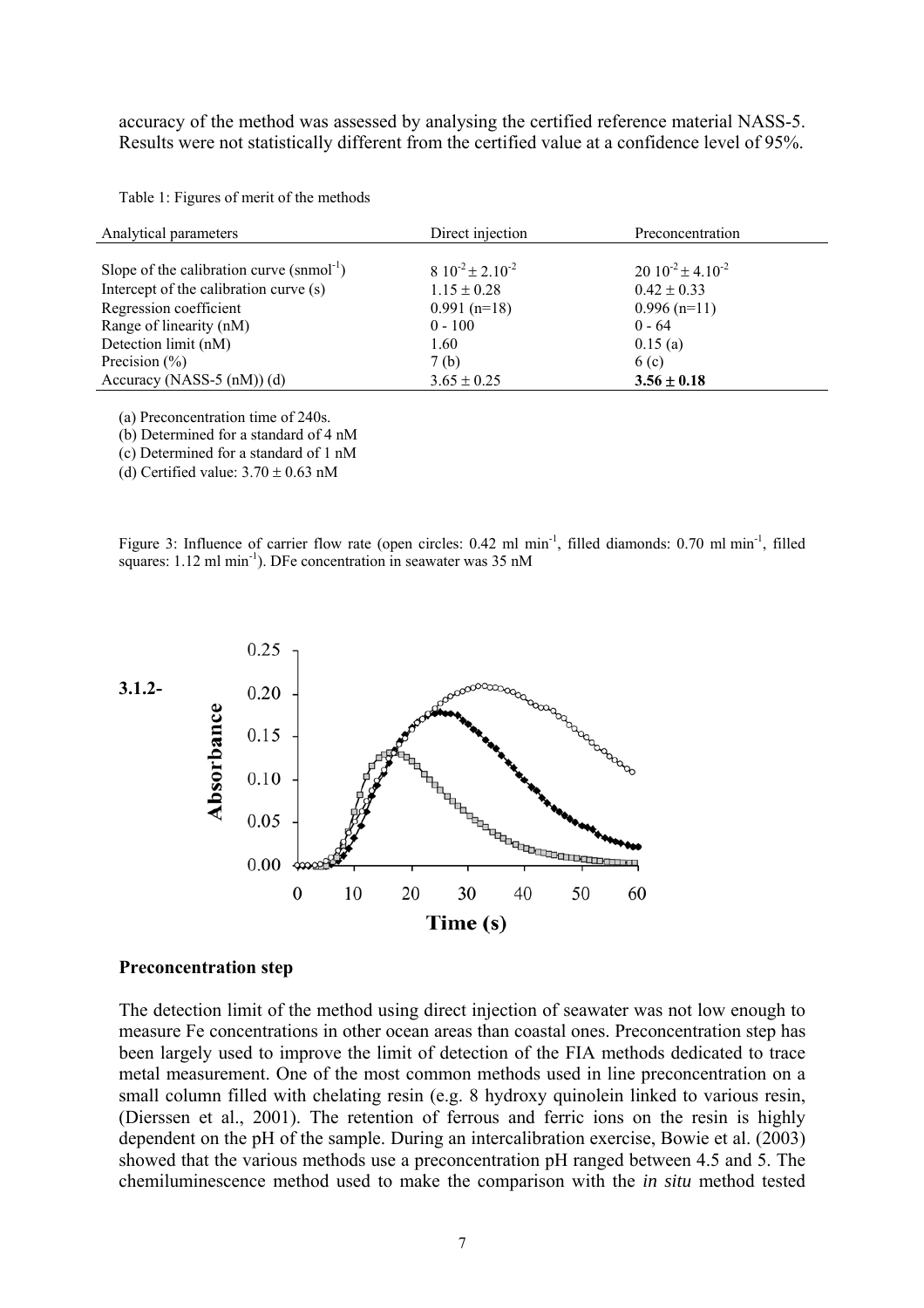accuracy of the method was assessed by analysing the certified reference material NASS-5. Results were not statistically different from the certified value at a confidence level of 95%.

Table 1: Figures of merit of the methods

| Analytical parameters | Direct injection | Preconcentration |
|---|---|---|
| Slope of the calibration curve (snmol$^{-1}$) | $8\ 10^{-2} \pm 2.10^{-2}$ | $20\ 10^{-2} \pm 4.10^{-2}$ |
| Intercept of the calibration curve (s) | $1.15 \pm 0.28$ | $0.42 \pm 0.33$ |
| Regression coefficient | 0.991 (n=18) | 0.996 (n=11) |
| Range of linearity (nM) | 0 - 100 | 0 - 64 |
| Detection limit (nM) | 1.60 | 0.15 (a) |
| Precision (%) | 7 (b) | 6 (c) |
| Accuracy (NASS-5 (nM)) (d) | $3.65 \pm 0.25$ | **$3.56 \pm 0.18$** |

(a) Preconcentration time of 240s.

(b) Determined for a standard of 4 nM

(c) Determined for a standard of 1 nM

(d) Certified value: $3.70 \pm 0.63$ nM

Figure 3: Influence of carrier flow rate (open circles: 0.42 ml min$^{-1}$, filled diamonds: 0.70 ml min$^{-1}$, filled squares: 1.12 ml min$^{-1}$). DFe concentration in seawater was 35 nM

**3.1.2-**

**Preconcentration step**

The detection limit of the method using direct injection of seawater was not low enough to measure Fe concentrations in other ocean areas than coastal ones. Preconcentration step has been largely used to improve the limit of detection of the FIA methods dedicated to trace metal measurement. One of the most common methods used in line preconcentration on a small column filled with chelating resin (e.g. 8 hydroxy quinolein linked to various resin, (Dierssen et al., 2001). The retention of ferrous and ferric ions on the resin is highly dependent on the pH of the sample. During an intercalibration exercise, Bowie et al. (2003) showed that the various methods use a preconcentration pH ranged between 4.5 and 5. The chemiluminescence method used to make the comparison with the *in situ* method tested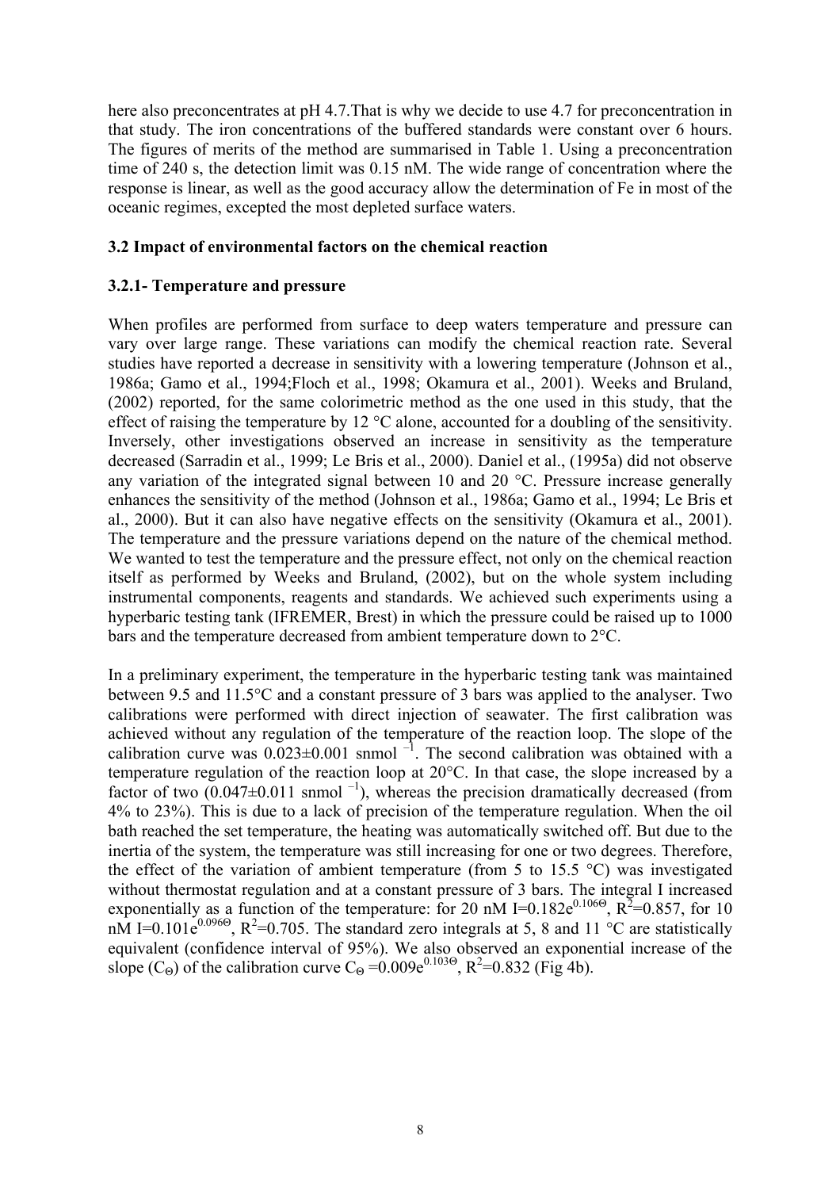here also preconcentrates at pH 4.7.That is why we decide to use 4.7 for preconcentration in that study. The iron concentrations of the buffered standards were constant over 6 hours. The figures of merits of the method are summarised in Table 1. Using a preconcentration time of 240 s, the detection limit was 0.15 nM. The wide range of concentration where the response is linear, as well as the good accuracy allow the determination of Fe in most of the oceanic regimes, excepted the most depleted surface waters.

### 3.2 Impact of environmental factors on the chemical reaction

#### 3.2.1- Temperature and pressure

When profiles are performed from surface to deep waters temperature and pressure can vary over large range. These variations can modify the chemical reaction rate. Several studies have reported a decrease in sensitivity with a lowering temperature (Johnson et al., 1986a; Gamo et al., 1994;Floch et al., 1998; Okamura et al., 2001). Weeks and Bruland, (2002) reported, for the same colorimetric method as the one used in this study, that the effect of raising the temperature by 12 °C alone, accounted for a doubling of the sensitivity. Inversely, other investigations observed an increase in sensitivity as the temperature decreased (Sarradin et al., 1999; Le Bris et al., 2000). Daniel et al., (1995a) did not observe any variation of the integrated signal between 10 and 20 °C. Pressure increase generally enhances the sensitivity of the method (Johnson et al., 1986a; Gamo et al., 1994; Le Bris et al., 2000). But it can also have negative effects on the sensitivity (Okamura et al., 2001). The temperature and the pressure variations depend on the nature of the chemical method. We wanted to test the temperature and the pressure effect, not only on the chemical reaction itself as performed by Weeks and Bruland, (2002), but on the whole system including instrumental components, reagents and standards. We achieved such experiments using a hyperbaric testing tank (IFREMER, Brest) in which the pressure could be raised up to 1000 bars and the temperature decreased from ambient temperature down to 2°C.

In a preliminary experiment, the temperature in the hyperbaric testing tank was maintained between 9.5 and 11.5°C and a constant pressure of 3 bars was applied to the analyser. Two calibrations were performed with direct injection of seawater. The first calibration was achieved without any regulation of the temperature of the reaction loop. The slope of the calibration curve was 0.023±0.001 $\text{snmol}^{-1}$. The second calibration was obtained with a temperature regulation of the reaction loop at 20°C. In that case, the slope increased by a factor of two (0.047±0.011 $\text{snmol}^{-1}$), whereas the precision dramatically decreased (from 4% to 23%). This is due to a lack of precision of the temperature regulation. When the oil bath reached the set temperature, the heating was automatically switched off. But due to the inertia of the system, the temperature was still increasing for one or two degrees. Therefore, the effect of the variation of ambient temperature (from 5 to 15.5 °C) was investigated without thermostat regulation and at a constant pressure of 3 bars. The integral I increased exponentially as a function of the temperature: for 20 nM $I=0.182e^{0.106\Theta}$, $R^2=0.857$, for 10 nM $I=0.101e^{0.096\Theta}$, $R^2=0.705$. The standard zero integrals at 5, 8 and 11 °C are statistically equivalent (confidence interval of 95%). We also observed an exponential increase of the slope ($C_\Theta$) of the calibration curve $C_\Theta=0.009e^{0.103\Theta}$, $R^2=0.832$ (Fig 4b).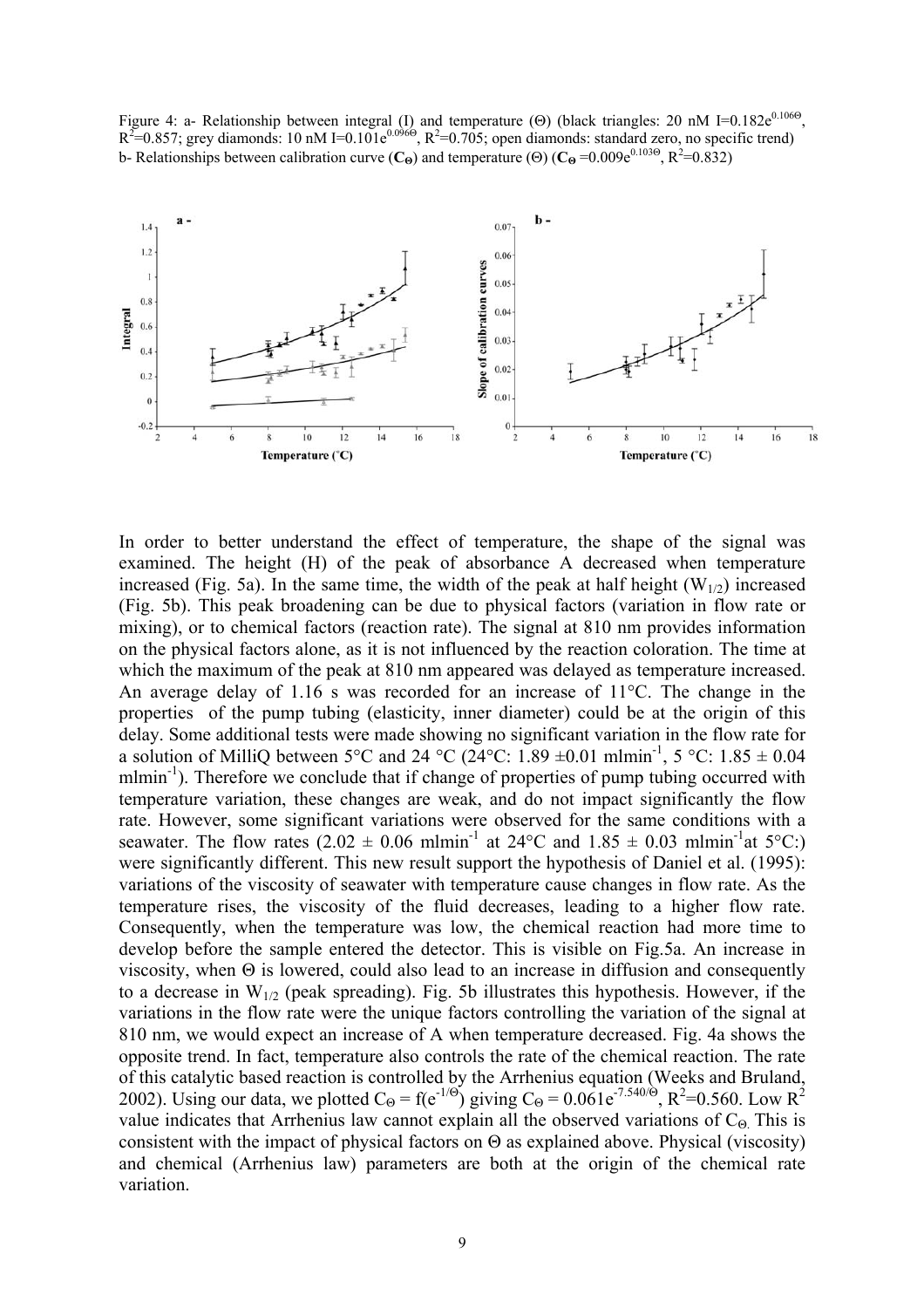Figure 4: a- Relationship between integral (I) and temperature (Θ) (black triangles: 20 nM $I=0.182e^{0.106\Theta}$, $R^2=0.857$; grey diamonds: 10 nM $I=0.101e^{0.096\Theta}$, $R^2=0.705$; open diamonds: standard zero, no specific trend)
b- Relationships between calibration curve ($\mathbf{C_\Theta}$) and temperature (Θ) ($\mathbf{C_\Theta}$ $=0.009e^{0.103\Theta}$, $R^2=0.832$)

In order to better understand the effect of temperature, the shape of the signal was examined. The height (H) of the peak of absorbance A decreased when temperature increased (Fig. 5a). In the same time, the width of the peak at half height ($W_{1/2}$) increased (Fig. 5b). This peak broadening can be due to physical factors (variation in flow rate or mixing), or to chemical factors (reaction rate). The signal at 810 nm provides information on the physical factors alone, as it is not influenced by the reaction coloration. The time at which the maximum of the peak at 810 nm appeared was delayed as temperature increased. An average delay of 1.16 s was recorded for an increase of 11°C. The change in the properties of the pump tubing (elasticity, inner diameter) could be at the origin of this delay. Some additional tests were made showing no significant variation in the flow rate for a solution of MilliQ between 5°C and 24 °C (24°C: 1.89 ±0.01 $mlmin^{-1}$, 5 °C: 1.85 ± 0.04 $mlmin^{-1}$). Therefore we conclude that if change of properties of pump tubing occurred with temperature variation, these changes are weak, and do not impact significantly the flow rate. However, some significant variations were observed for the same conditions with a seawater. The flow rates (2.02 ± 0.06 $mlmin^{-1}$ at 24°C and 1.85 ± 0.03 $mlmin^{-1}$at 5°C:) were significantly different. This new result support the hypothesis of Daniel et al. (1995): variations of the viscosity of seawater with temperature cause changes in flow rate. As the temperature rises, the viscosity of the fluid decreases, leading to a higher flow rate. Consequently, when the temperature was low, the chemical reaction had more time to develop before the sample entered the detector. This is visible on Fig.5a. An increase in viscosity, when Θ is lowered, could also lead to an increase in diffusion and consequently to a decrease in $W_{1/2}$ (peak spreading). Fig. 5b illustrates this hypothesis. However, if the variations in the flow rate were the unique factors controlling the variation of the signal at 810 nm, we would expect an increase of A when temperature decreased. Fig. 4a shows the opposite trend. In fact, temperature also controls the rate of the chemical reaction. The rate of this catalytic based reaction is controlled by the Arrhenius equation (Weeks and Bruland, 2002). Using our data, we plotted $C_\Theta = f(e^{-1/\Theta})$ giving $C_\Theta = 0.061e^{-7.540/\Theta}$, $R^2=0.560$. Low $R^2$ value indicates that Arrhenius law cannot explain all the observed variations of $C_\Theta$. This is consistent with the impact of physical factors on Θ as explained above. Physical (viscosity) and chemical (Arrhenius law) parameters are both at the origin of the chemical rate variation.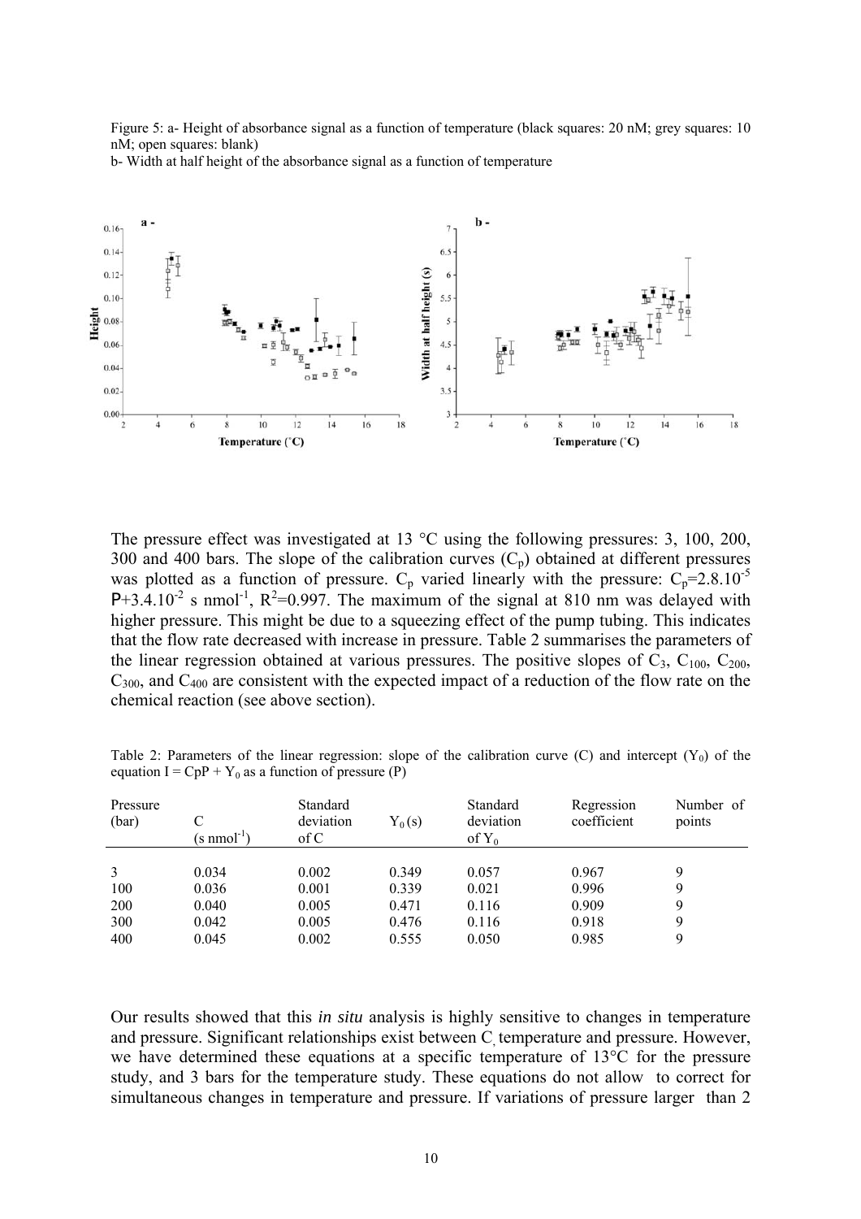Figure 5: a- Height of absorbance signal as a function of temperature (black squares: 20 nM; grey squares: 10 nM; open squares: blank)

b- Width at half height of the absorbance signal as a function of temperature

The pressure effect was investigated at 13 °C using the following pressures: 3, 100, 200, 300 and 400 bars. The slope of the calibration curves ($C_p$) obtained at different pressures was plotted as a function of pressure. $C_p$ varied linearly with the pressure: $C_p=2.8.10^{-5}$ P+3.4.10$^{-2}$ s nmol$^{-1}$, $R^2$=0.997. The maximum of the signal at 810 nm was delayed with higher pressure. This might be due to a squeezing effect of the pump tubing. This indicates that the flow rate decreased with increase in pressure. Table 2 summarises the parameters of the linear regression obtained at various pressures. The positive slopes of $C_3$, $C_{100}$, $C_{200}$, $C_{300}$, and $C_{400}$ are consistent with the expected impact of a reduction of the flow rate on the chemical reaction (see above section).

Table 2: Parameters of the linear regression: slope of the calibration curve (C) and intercept ($Y_0$) of the equation $I = CpP + Y_0$ as a function of pressure (P)

| Pressure (bar) | C (s nmol$^{-1}$) | Standard deviation of C | $Y_0$ (s) | Standard deviation of $Y_0$ | Regression coefficient | Number of points |
|---|---|---|---|---|---|---|
| 3 | 0.034 | 0.002 | 0.349 | 0.057 | 0.967 | 9 |
| 100 | 0.036 | 0.001 | 0.339 | 0.021 | 0.996 | 9 |
| 200 | 0.040 | 0.005 | 0.471 | 0.116 | 0.909 | 9 |
| 300 | 0.042 | 0.005 | 0.476 | 0.116 | 0.918 | 9 |
| 400 | 0.045 | 0.002 | 0.555 | 0.050 | 0.985 | 9 |

Our results showed that this *in situ* analysis is highly sensitive to changes in temperature and pressure. Significant relationships exist between C, temperature and pressure. However, we have determined these equations at a specific temperature of 13°C for the pressure study, and 3 bars for the temperature study. These equations do not allow to correct for simultaneous changes in temperature and pressure. If variations of pressure larger than 2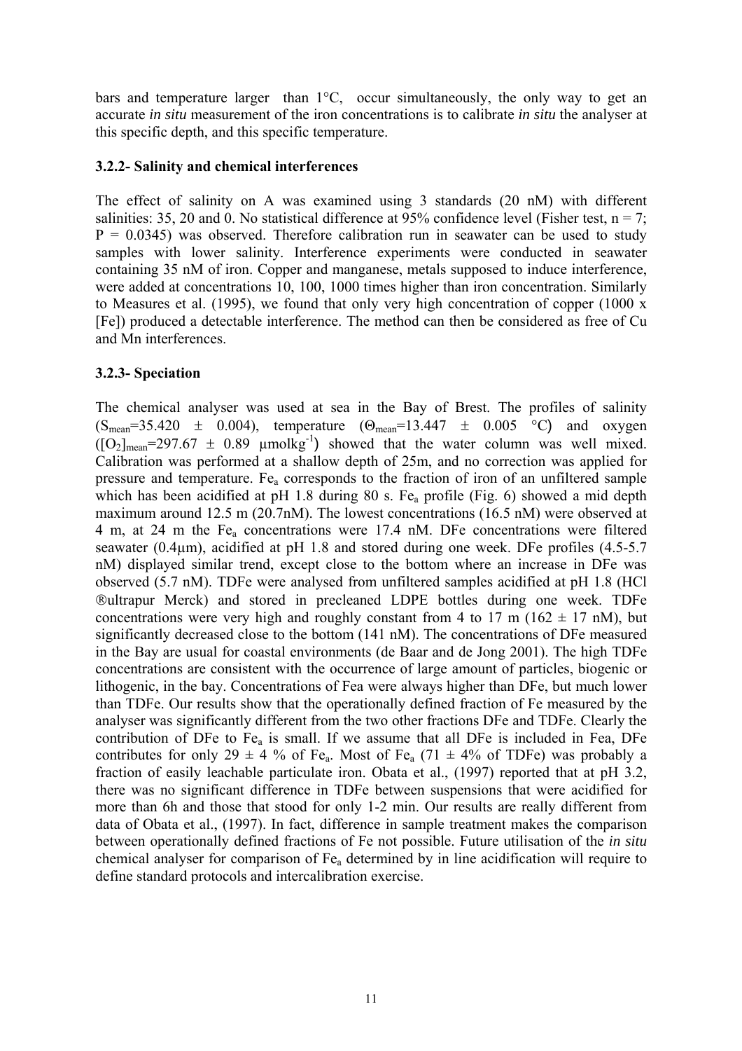bars and temperature larger than 1°C, occur simultaneously, the only way to get an accurate *in situ* measurement of the iron concentrations is to calibrate *in situ* the analyser at this specific depth, and this specific temperature.

### 3.2.2- Salinity and chemical interferences

The effect of salinity on A was examined using 3 standards (20 nM) with different salinities: 35, 20 and 0. No statistical difference at 95% confidence level (Fisher test, $n = 7$; $P = 0.0345$) was observed. Therefore calibration run in seawater can be used to study samples with lower salinity. Interference experiments were conducted in seawater containing 35 nM of iron. Copper and manganese, metals supposed to induce interference, were added at concentrations 10, 100, 1000 times higher than iron concentration. Similarly to Measures et al. (1995), we found that only very high concentration of copper (1000 x [Fe]) produced a detectable interference. The method can then be considered as free of Cu and Mn interferences.

### 3.2.3- Speciation

The chemical analyser was used at sea in the Bay of Brest. The profiles of salinity ($S_{mean}$=35.420 ± 0.004), temperature ($\Theta_{mean}$=13.447 ± 0.005 °C) and oxygen ($[O_2]_{mean}$=297.67 ± 0.89 µmolkg$^{-1}$) showed that the water column was well mixed. Calibration was performed at a shallow depth of 25m, and no correction was applied for pressure and temperature. $Fe_a$ corresponds to the fraction of iron of an unfiltered sample which has been acidified at pH 1.8 during 80 s. $Fe_a$ profile (Fig. 6) showed a mid depth maximum around 12.5 m (20.7nM). The lowest concentrations (16.5 nM) were observed at 4 m, at 24 m the $Fe_a$ concentrations were 17.4 nM. DFe concentrations were filtered seawater (0.4µm), acidified at pH 1.8 and stored during one week. DFe profiles (4.5-5.7 nM) displayed similar trend, except close to the bottom where an increase in DFe was observed (5.7 nM). TDFe were analysed from unfiltered samples acidified at pH 1.8 (HCl ®ultrapur Merck) and stored in precleaned LDPE bottles during one week. TDFe concentrations were very high and roughly constant from 4 to 17 m (162 ± 17 nM), but significantly decreased close to the bottom (141 nM). The concentrations of DFe measured in the Bay are usual for coastal environments (de Baar and de Jong 2001). The high TDFe concentrations are consistent with the occurrence of large amount of particles, biogenic or lithogenic, in the bay. Concentrations of Fea were always higher than DFe, but much lower than TDFe. Our results show that the operationally defined fraction of Fe measured by the analyser was significantly different from the two other fractions DFe and TDFe. Clearly the contribution of DFe to $Fe_a$ is small. If we assume that all DFe is included in Fea, DFe contributes for only 29 ± 4 % of $Fe_a$. Most of $Fe_a$ (71 ± 4% of TDFe) was probably a fraction of easily leachable particulate iron. Obata et al., (1997) reported that at pH 3.2, there was no significant difference in TDFe between suspensions that were acidified for more than 6h and those that stood for only 1-2 min. Our results are really different from data of Obata et al., (1997). In fact, difference in sample treatment makes the comparison between operationally defined fractions of Fe not possible. Future utilisation of the *in situ* chemical analyser for comparison of $Fe_a$ determined by in line acidification will require to define standard protocols and intercalibration exercise.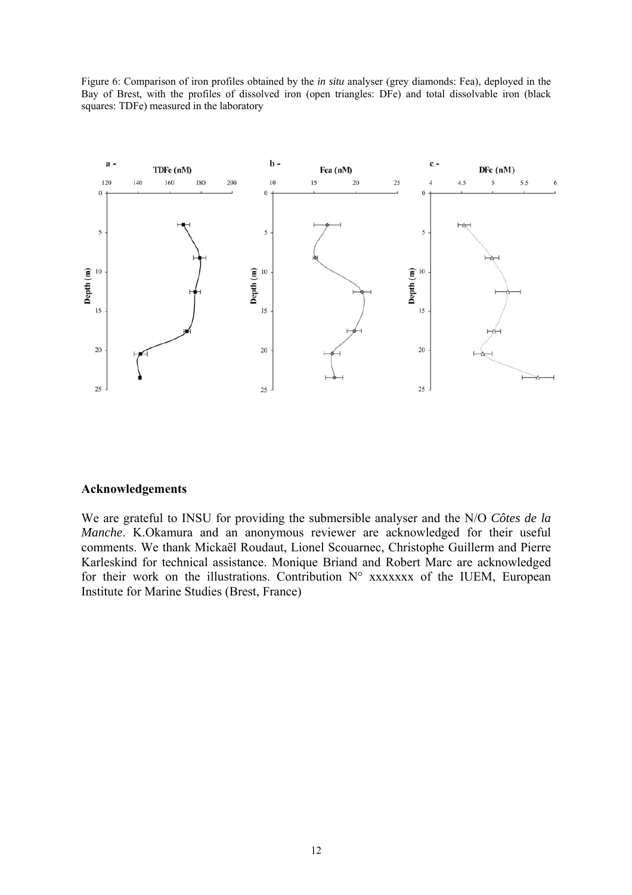Figure 6: Comparison of iron profiles obtained by the *in situ* analyser (grey diamonds: Fea), deployed in the Bay of Brest, with the profiles of dissolved iron (open triangles: DFe) and total dissolvable iron (black squares: TDFe) measured in the laboratory

## Acknowledgements

We are grateful to INSU for providing the submersible analyser and the N/O *Côtes de la Manche*. K.Okamura and an anonymous reviewer are acknowledged for their useful comments. We thank Mickaël Roudaut, Lionel Scouarnec, Christophe Guillerm and Pierre Karleskind for technical assistance. Monique Briand and Robert Marc are acknowledged for their work on the illustrations. Contribution N° xxxxxxx of the IUEM, European Institute for Marine Studies (Brest, France)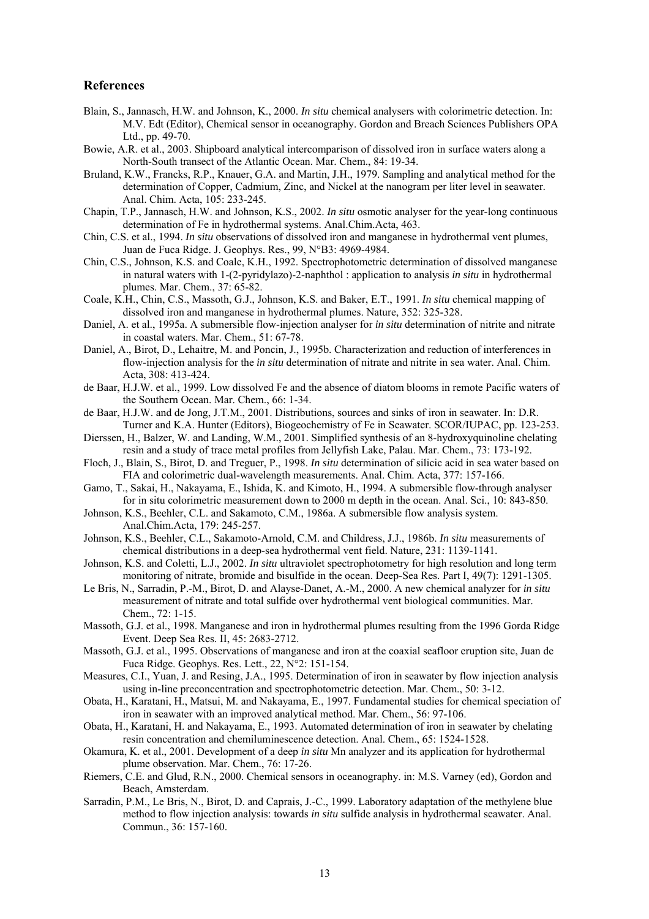## References

Blain, S., Jannasch, H.W. and Johnson, K., 2000. *In situ* chemical analysers with colorimetric detection. In: M.V. Edt (Editor), Chemical sensor in oceanography. Gordon and Breach Sciences Publishers OPA Ltd., pp. 49-70.

Bowie, A.R. et al., 2003. Shipboard analytical intercomparison of dissolved iron in surface waters along a North-South transect of the Atlantic Ocean. Mar. Chem., 84: 19-34.

Bruland, K.W., Francks, R.P., Knauer, G.A. and Martin, J.H., 1979. Sampling and analytical method for the determination of Copper, Cadmium, Zinc, and Nickel at the nanogram per liter level in seawater. Anal. Chim. Acta, 105: 233-245.

Chapin, T.P., Jannasch, H.W. and Johnson, K.S., 2002. *In situ* osmotic analyser for the year-long continuous determination of Fe in hydrothermal systems. Anal.Chim.Acta, 463.

Chin, C.S. et al., 1994. *In situ* observations of dissolved iron and manganese in hydrothermal vent plumes, Juan de Fuca Ridge. J. Geophys. Res., 99, N°B3: 4969-4984.

Chin, C.S., Johnson, K.S. and Coale, K.H., 1992. Spectrophotometric determination of dissolved manganese in natural waters with 1-(2-pyridylazo)-2-naphthol : application to analysis *in situ* in hydrothermal plumes. Mar. Chem., 37: 65-82.

Coale, K.H., Chin, C.S., Massoth, G.J., Johnson, K.S. and Baker, E.T., 1991. *In situ* chemical mapping of dissolved iron and manganese in hydrothermal plumes. Nature, 352: 325-328.

Daniel, A. et al., 1995a. A submersible flow-injection analyser for *in situ* determination of nitrite and nitrate in coastal waters. Mar. Chem., 51: 67-78.

Daniel, A., Birot, D., Lehaitre, M. and Poncin, J., 1995b. Characterization and reduction of interferences in flow-injection analysis for the *in situ* determination of nitrate and nitrite in sea water. Anal. Chim. Acta, 308: 413-424.

de Baar, H.J.W. et al., 1999. Low dissolved Fe and the absence of diatom blooms in remote Pacific waters of the Southern Ocean. Mar. Chem., 66: 1-34.

de Baar, H.J.W. and de Jong, J.T.M., 2001. Distributions, sources and sinks of iron in seawater. In: D.R. Turner and K.A. Hunter (Editors), Biogeochemistry of Fe in Seawater. SCOR/IUPAC, pp. 123-253.

Dierssen, H., Balzer, W. and Landing, W.M., 2001. Simplified synthesis of an 8-hydroxyquinoline chelating resin and a study of trace metal profiles from Jellyfish Lake, Palau. Mar. Chem., 73: 173-192.

Floch, J., Blain, S., Birot, D. and Treguer, P., 1998. *In situ* determination of silicic acid in sea water based on FIA and colorimetric dual-wavelength measurements. Anal. Chim. Acta, 377: 157-166.

Gamo, T., Sakai, H., Nakayama, E., Ishida, K. and Kimoto, H., 1994. A submersible flow-through analyser for in situ colorimetric measurement down to 2000 m depth in the ocean. Anal. Sci., 10: 843-850.

Johnson, K.S., Beehler, C.L. and Sakamoto, C.M., 1986a. A submersible flow analysis system. Anal.Chim.Acta, 179: 245-257.

Johnson, K.S., Beehler, C.L., Sakamoto-Arnold, C.M. and Childress, J.J., 1986b. *In situ* measurements of chemical distributions in a deep-sea hydrothermal vent field. Nature, 231: 1139-1141.

Johnson, K.S. and Coletti, L.J., 2002. *In situ* ultraviolet spectrophotometry for high resolution and long term monitoring of nitrate, bromide and bisulfide in the ocean. Deep-Sea Res. Part I, 49(7): 1291-1305.

Le Bris, N., Sarradin, P.-M., Birot, D. and Alayse-Danet, A.-M., 2000. A new chemical analyzer for *in situ* measurement of nitrate and total sulfide over hydrothermal vent biological communities. Mar. Chem., 72: 1-15.

Massoth, G.J. et al., 1998. Manganese and iron in hydrothermal plumes resulting from the 1996 Gorda Ridge Event. Deep Sea Res. II, 45: 2683-2712.

Massoth, G.J. et al., 1995. Observations of manganese and iron at the coaxial seafloor eruption site, Juan de Fuca Ridge. Geophys. Res. Lett., 22, N°2: 151-154.

Measures, C.I., Yuan, J. and Resing, J.A., 1995. Determination of iron in seawater by flow injection analysis using in-line preconcentration and spectrophotometric detection. Mar. Chem., 50: 3-12.

Obata, H., Karatani, H., Matsui, M. and Nakayama, E., 1997. Fundamental studies for chemical speciation of iron in seawater with an improved analytical method. Mar. Chem., 56: 97-106.

Obata, H., Karatani, H. and Nakayama, E., 1993. Automated determination of iron in seawater by chelating resin concentration and chemiluminescence detection. Anal. Chem., 65: 1524-1528.

Okamura, K. et al., 2001. Development of a deep *in situ* Mn analyzer and its application for hydrothermal plume observation. Mar. Chem., 76: 17-26.

Riemers, C.E. and Glud, R.N., 2000. Chemical sensors in oceanography. in: M.S. Varney (ed), Gordon and Beach, Amsterdam.

Sarradin, P.M., Le Bris, N., Birot, D. and Caprais, J.-C., 1999. Laboratory adaptation of the methylene blue method to flow injection analysis: towards *in situ* sulfide analysis in hydrothermal seawater. Anal. Commun., 36: 157-160.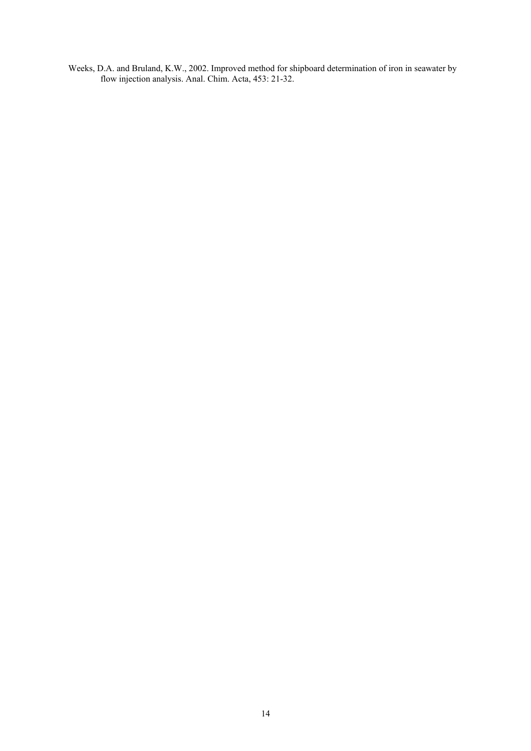Weeks, D.A. and Bruland, K.W., 2002. Improved method for shipboard determination of iron in seawater by flow injection analysis. Anal. Chim. Acta, 453: 21-32.